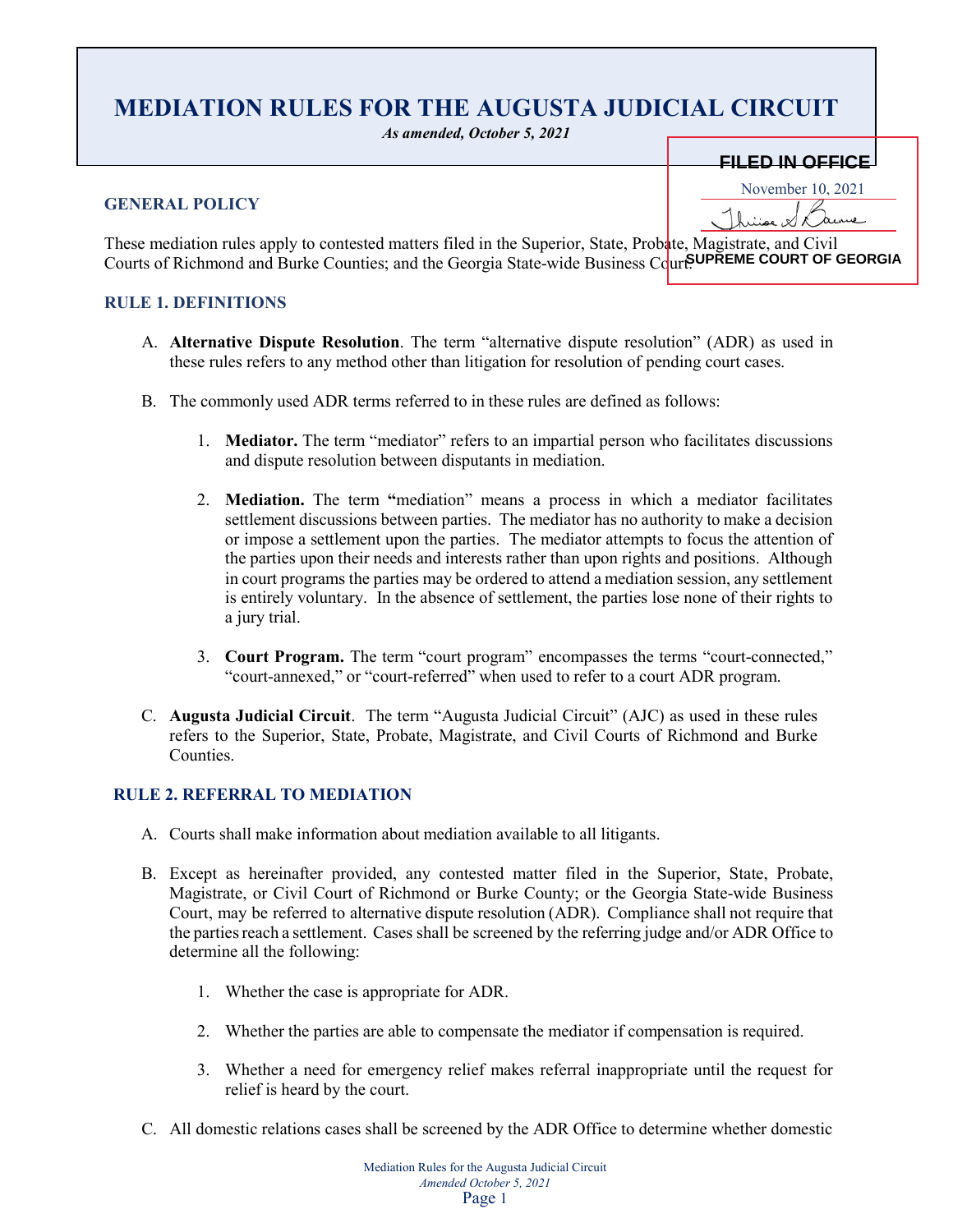# MEDIATION RULES FOR THE AUGUSTA JUDICIAL CIRCUIT

*As amended, October 5, 2021*

FILED IN OFFICE
November 10, 2021
SUPREME COURT OF GEORGIA

## GENERAL POLICY

These mediation rules apply to contested matters filed in the Superior, State, Probate, Magistrate, and Civil Courts of Richmond and Burke Counties; and the Georgia State-wide Business Court.

## RULE 1. DEFINITIONS

A. **Alternative Dispute Resolution**. The term "alternative dispute resolution" (ADR) as used in these rules refers to any method other than litigation for resolution of pending court cases.

B. The commonly used ADR terms referred to in these rules are defined as follows:

1. **Mediator.** The term "mediator" refers to an impartial person who facilitates discussions and dispute resolution between disputants in mediation.

2. **Mediation.** The term **"**mediation" means a process in which a mediator facilitates settlement discussions between parties. The mediator has no authority to make a decision or impose a settlement upon the parties. The mediator attempts to focus the attention of the parties upon their needs and interests rather than upon rights and positions. Although in court programs the parties may be ordered to attend a mediation session, any settlement is entirely voluntary. In the absence of settlement, the parties lose none of their rights to a jury trial.

3. **Court Program.** The term "court program" encompasses the terms "court-connected," "court-annexed," or "court-referred" when used to refer to a court ADR program.

C. **Augusta Judicial Circuit**. The term "Augusta Judicial Circuit" (AJC) as used in these rules refers to the Superior, State, Probate, Magistrate, and Civil Courts of Richmond and Burke Counties.

## RULE 2. REFERRAL TO MEDIATION

A. Courts shall make information about mediation available to all litigants.

B. Except as hereinafter provided, any contested matter filed in the Superior, State, Probate, Magistrate, or Civil Court of Richmond or Burke County; or the Georgia State-wide Business Court, may be referred to alternative dispute resolution (ADR). Compliance shall not require that the parties reach a settlement. Cases shall be screened by the referring judge and/or ADR Office to determine all the following:

1. Whether the case is appropriate for ADR.

2. Whether the parties are able to compensate the mediator if compensation is required.

3. Whether a need for emergency relief makes referral inappropriate until the request for relief is heard by the court.

C. All domestic relations cases shall be screened by the ADR Office to determine whether domestic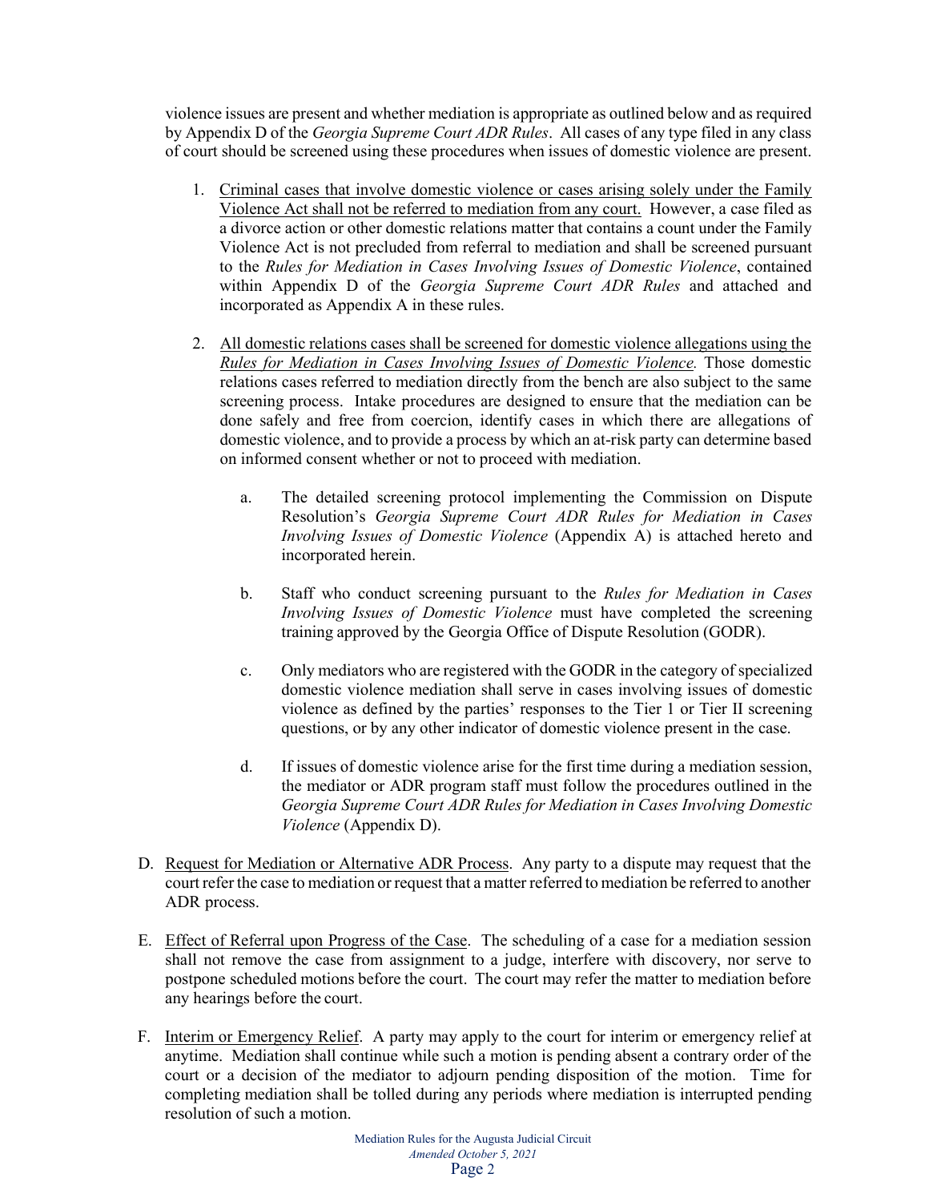violence issues are present and whether mediation is appropriate as outlined below and as required by Appendix D of the *Georgia Supreme Court ADR Rules*. All cases of any type filed in any class of court should be screened using these procedures when issues of domestic violence are present.

1. Criminal cases that involve domestic violence or cases arising solely under the Family Violence Act shall not be referred to mediation from any court. However, a case filed as a divorce action or other domestic relations matter that contains a count under the Family Violence Act is not precluded from referral to mediation and shall be screened pursuant to the *Rules for Mediation in Cases Involving Issues of Domestic Violence*, contained within Appendix D of the *Georgia Supreme Court ADR Rules* and attached and incorporated as Appendix A in these rules.

2. All domestic relations cases shall be screened for domestic violence allegations using the *Rules for Mediation in Cases Involving Issues of Domestic Violence.* Those domestic relations cases referred to mediation directly from the bench are also subject to the same screening process. Intake procedures are designed to ensure that the mediation can be done safely and free from coercion, identify cases in which there are allegations of domestic violence, and to provide a process by which an at-risk party can determine based on informed consent whether or not to proceed with mediation.

   a. The detailed screening protocol implementing the Commission on Dispute Resolution's *Georgia Supreme Court ADR Rules for Mediation in Cases Involving Issues of Domestic Violence* (Appendix A) is attached hereto and incorporated herein.

   b. Staff who conduct screening pursuant to the *Rules for Mediation in Cases Involving Issues of Domestic Violence* must have completed the screening training approved by the Georgia Office of Dispute Resolution (GODR).

   c. Only mediators who are registered with the GODR in the category of specialized domestic violence mediation shall serve in cases involving issues of domestic violence as defined by the parties' responses to the Tier 1 or Tier II screening questions, or by any other indicator of domestic violence present in the case.

   d. If issues of domestic violence arise for the first time during a mediation session, the mediator or ADR program staff must follow the procedures outlined in the *Georgia Supreme Court ADR Rules for Mediation in Cases Involving Domestic Violence* (Appendix D).

D. Request for Mediation or Alternative ADR Process. Any party to a dispute may request that the court refer the case to mediation or request that a matter referred to mediation be referred to another ADR process.

E. Effect of Referral upon Progress of the Case. The scheduling of a case for a mediation session shall not remove the case from assignment to a judge, interfere with discovery, nor serve to postpone scheduled motions before the court. The court may refer the matter to mediation before any hearings before the court.

F. Interim or Emergency Relief. A party may apply to the court for interim or emergency relief at anytime. Mediation shall continue while such a motion is pending absent a contrary order of the court or a decision of the mediator to adjourn pending disposition of the motion. Time for completing mediation shall be tolled during any periods where mediation is interrupted pending resolution of such a motion.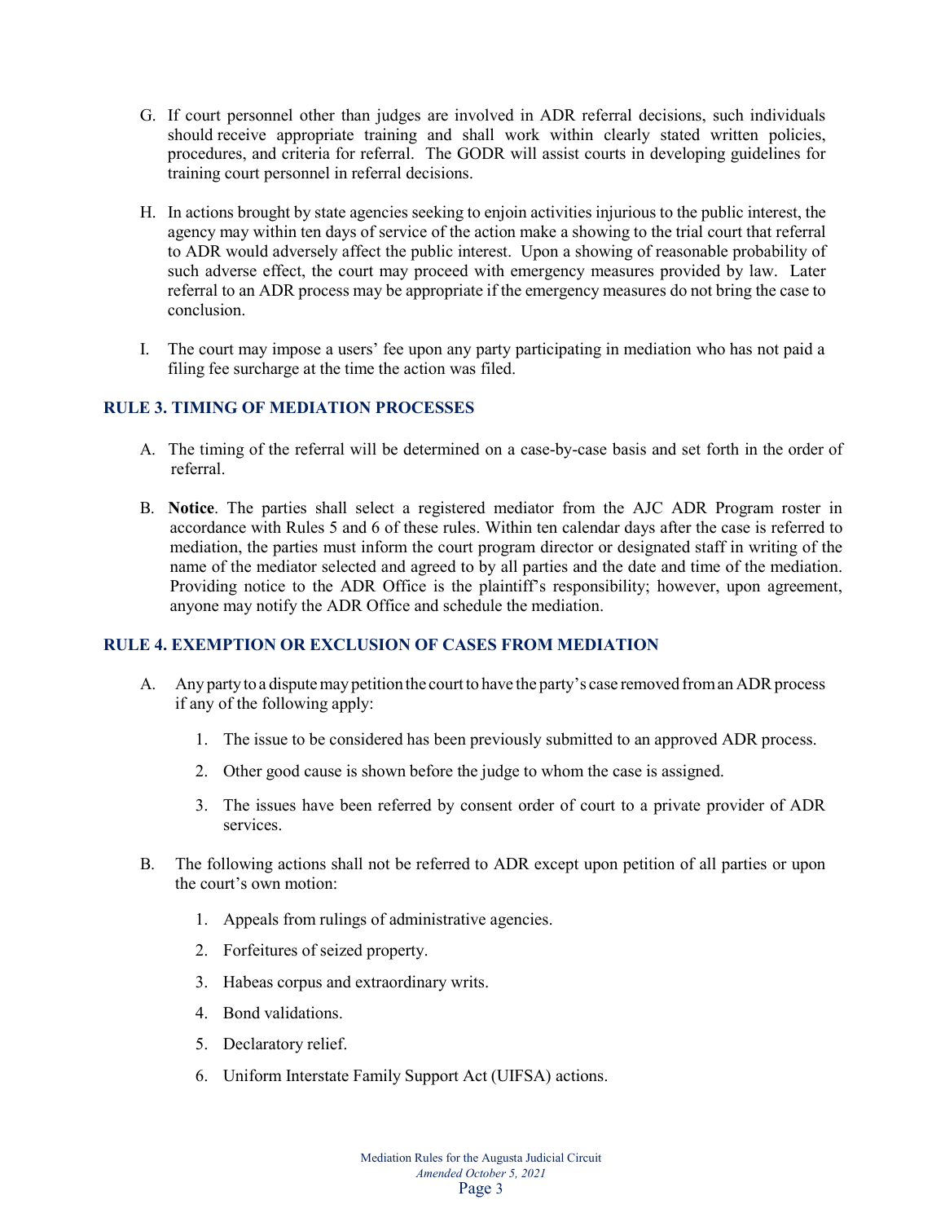G. If court personnel other than judges are involved in ADR referral decisions, such individuals should receive appropriate training and shall work within clearly stated written policies, procedures, and criteria for referral. The GODR will assist courts in developing guidelines for training court personnel in referral decisions.

H. In actions brought by state agencies seeking to enjoin activities injurious to the public interest, the agency may within ten days of service of the action make a showing to the trial court that referral to ADR would adversely affect the public interest. Upon a showing of reasonable probability of such adverse effect, the court may proceed with emergency measures provided by law. Later referral to an ADR process may be appropriate if the emergency measures do not bring the case to conclusion.

I. The court may impose a users' fee upon any party participating in mediation who has not paid a filing fee surcharge at the time the action was filed.

### RULE 3. TIMING OF MEDIATION PROCESSES

A. The timing of the referral will be determined on a case-by-case basis and set forth in the order of referral.

B. **Notice**. The parties shall select a registered mediator from the AJC ADR Program roster in accordance with Rules 5 and 6 of these rules. Within ten calendar days after the case is referred to mediation, the parties must inform the court program director or designated staff in writing of the name of the mediator selected and agreed to by all parties and the date and time of the mediation. Providing notice to the ADR Office is the plaintiff's responsibility; however, upon agreement, anyone may notify the ADR Office and schedule the mediation.

### RULE 4. EXEMPTION OR EXCLUSION OF CASES FROM MEDIATION

A. Any party to a dispute may petition the court to have the party's case removed from an ADR process if any of the following apply:

1. The issue to be considered has been previously submitted to an approved ADR process.
2. Other good cause is shown before the judge to whom the case is assigned.
3. The issues have been referred by consent order of court to a private provider of ADR services.

B. The following actions shall not be referred to ADR except upon petition of all parties or upon the court's own motion:

1. Appeals from rulings of administrative agencies.
2. Forfeitures of seized property.
3. Habeas corpus and extraordinary writs.
4. Bond validations.
5. Declaratory relief.
6. Uniform Interstate Family Support Act (UIFSA) actions.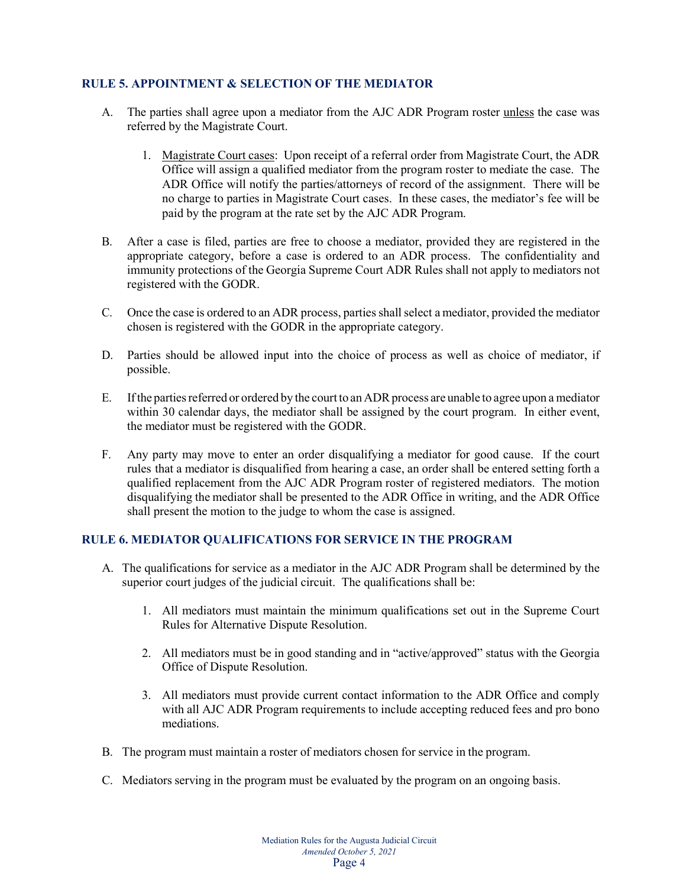### RULE 5. APPOINTMENT & SELECTION OF THE MEDIATOR

A. The parties shall agree upon a mediator from the AJC ADR Program roster <u>unless</u> the case was referred by the Magistrate Court.

   1. <u>Magistrate Court cases</u>: Upon receipt of a referral order from Magistrate Court, the ADR Office will assign a qualified mediator from the program roster to mediate the case. The ADR Office will notify the parties/attorneys of record of the assignment. There will be no charge to parties in Magistrate Court cases. In these cases, the mediator's fee will be paid by the program at the rate set by the AJC ADR Program.

B. After a case is filed, parties are free to choose a mediator, provided they are registered in the appropriate category, before a case is ordered to an ADR process. The confidentiality and immunity protections of the Georgia Supreme Court ADR Rules shall not apply to mediators not registered with the GODR.

C. Once the case is ordered to an ADR process, parties shall select a mediator, provided the mediator chosen is registered with the GODR in the appropriate category.

D. Parties should be allowed input into the choice of process as well as choice of mediator, if possible.

E. If the parties referred or ordered by the court to an ADR process are unable to agree upon a mediator within 30 calendar days, the mediator shall be assigned by the court program. In either event, the mediator must be registered with the GODR.

F. Any party may move to enter an order disqualifying a mediator for good cause. If the court rules that a mediator is disqualified from hearing a case, an order shall be entered setting forth a qualified replacement from the AJC ADR Program roster of registered mediators. The motion disqualifying the mediator shall be presented to the ADR Office in writing, and the ADR Office shall present the motion to the judge to whom the case is assigned.

### RULE 6. MEDIATOR QUALIFICATIONS FOR SERVICE IN THE PROGRAM

A. The qualifications for service as a mediator in the AJC ADR Program shall be determined by the superior court judges of the judicial circuit. The qualifications shall be:

   1. All mediators must maintain the minimum qualifications set out in the Supreme Court Rules for Alternative Dispute Resolution.

   2. All mediators must be in good standing and in "active/approved" status with the Georgia Office of Dispute Resolution.

   3. All mediators must provide current contact information to the ADR Office and comply with all AJC ADR Program requirements to include accepting reduced fees and pro bono mediations.

B. The program must maintain a roster of mediators chosen for service in the program.

C. Mediators serving in the program must be evaluated by the program on an ongoing basis.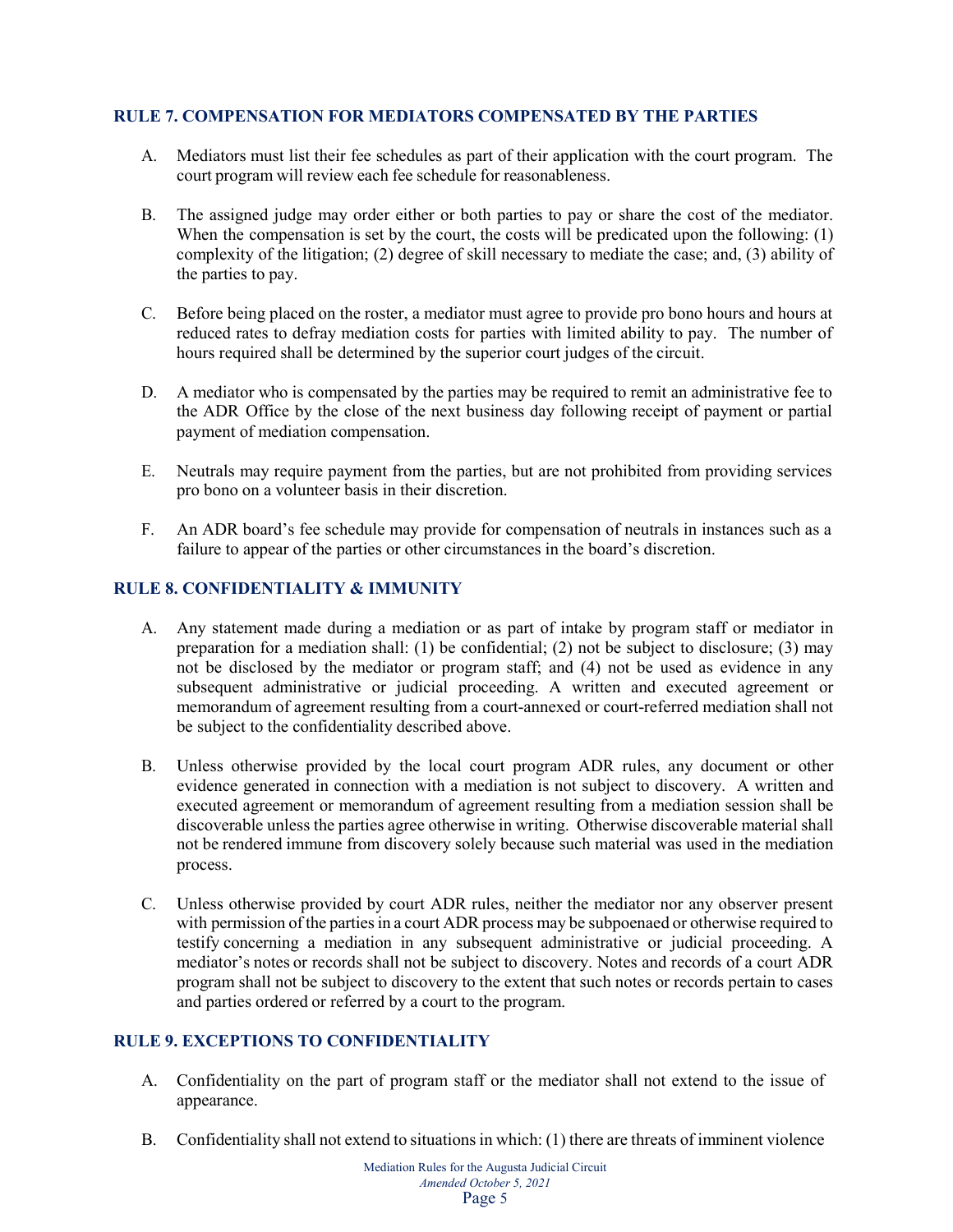## RULE 7. COMPENSATION FOR MEDIATORS COMPENSATED BY THE PARTIES

A. Mediators must list their fee schedules as part of their application with the court program. The court program will review each fee schedule for reasonableness.

B. The assigned judge may order either or both parties to pay or share the cost of the mediator. When the compensation is set by the court, the costs will be predicated upon the following: (1) complexity of the litigation; (2) degree of skill necessary to mediate the case; and, (3) ability of the parties to pay.

C. Before being placed on the roster, a mediator must agree to provide pro bono hours and hours at reduced rates to defray mediation costs for parties with limited ability to pay. The number of hours required shall be determined by the superior court judges of the circuit.

D. A mediator who is compensated by the parties may be required to remit an administrative fee to the ADR Office by the close of the next business day following receipt of payment or partial payment of mediation compensation.

E. Neutrals may require payment from the parties, but are not prohibited from providing services pro bono on a volunteer basis in their discretion.

F. An ADR board's fee schedule may provide for compensation of neutrals in instances such as a failure to appear of the parties or other circumstances in the board's discretion.

## RULE 8. CONFIDENTIALITY & IMMUNITY

A. Any statement made during a mediation or as part of intake by program staff or mediator in preparation for a mediation shall: (1) be confidential; (2) not be subject to disclosure; (3) may not be disclosed by the mediator or program staff; and (4) not be used as evidence in any subsequent administrative or judicial proceeding. A written and executed agreement or memorandum of agreement resulting from a court-annexed or court-referred mediation shall not be subject to the confidentiality described above.

B. Unless otherwise provided by the local court program ADR rules, any document or other evidence generated in connection with a mediation is not subject to discovery. A written and executed agreement or memorandum of agreement resulting from a mediation session shall be discoverable unless the parties agree otherwise in writing. Otherwise discoverable material shall not be rendered immune from discovery solely because such material was used in the mediation process.

C. Unless otherwise provided by court ADR rules, neither the mediator nor any observer present with permission of the parties in a court ADR process may be subpoenaed or otherwise required to testify concerning a mediation in any subsequent administrative or judicial proceeding. A mediator's notes or records shall not be subject to discovery. Notes and records of a court ADR program shall not be subject to discovery to the extent that such notes or records pertain to cases and parties ordered or referred by a court to the program.

## RULE 9. EXCEPTIONS TO CONFIDENTIALITY

A. Confidentiality on the part of program staff or the mediator shall not extend to the issue of appearance.

B. Confidentiality shall not extend to situations in which: (1) there are threats of imminent violence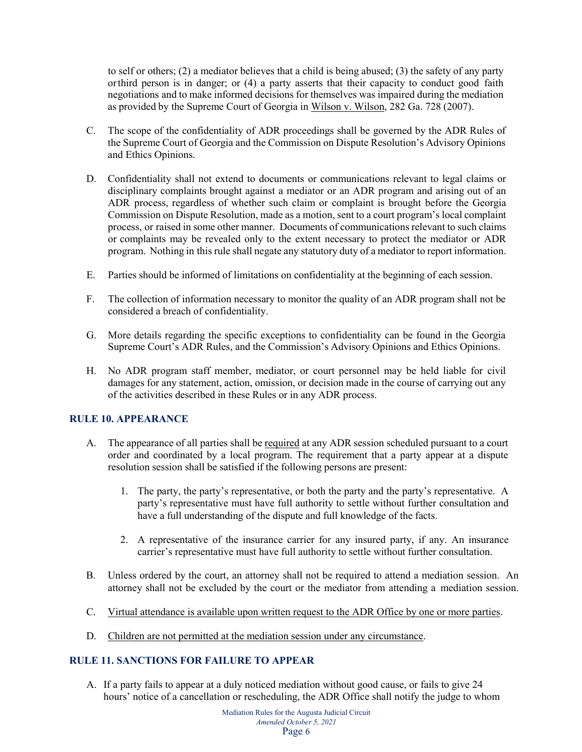to self or others; (2) a mediator believes that a child is being abused; (3) the safety of any party or third person is in danger; or (4) a party asserts that their capacity to conduct good faith negotiations and to make informed decisions for themselves was impaired during the mediation as provided by the Supreme Court of Georgia in Wilson v. Wilson, 282 Ga. 728 (2007).

C. The scope of the confidentiality of ADR proceedings shall be governed by the ADR Rules of the Supreme Court of Georgia and the Commission on Dispute Resolution's Advisory Opinions and Ethics Opinions.

D. Confidentiality shall not extend to documents or communications relevant to legal claims or disciplinary complaints brought against a mediator or an ADR program and arising out of an ADR process, regardless of whether such claim or complaint is brought before the Georgia Commission on Dispute Resolution, made as a motion, sent to a court program's local complaint process, or raised in some other manner. Documents of communications relevant to such claims or complaints may be revealed only to the extent necessary to protect the mediator or ADR program. Nothing in this rule shall negate any statutory duty of a mediator to report information.

E. Parties should be informed of limitations on confidentiality at the beginning of each session.

F. The collection of information necessary to monitor the quality of an ADR program shall not be considered a breach of confidentiality.

G. More details regarding the specific exceptions to confidentiality can be found in the Georgia Supreme Court's ADR Rules, and the Commission's Advisory Opinions and Ethics Opinions.

H. No ADR program staff member, mediator, or court personnel may be held liable for civil damages for any statement, action, omission, or decision made in the course of carrying out any of the activities described in these Rules or in any ADR process.

### RULE 10. APPEARANCE

A. The appearance of all parties shall be <u>required</u> at any ADR session scheduled pursuant to a court order and coordinated by a local program. The requirement that a party appear at a dispute resolution session shall be satisfied if the following persons are present:

   1. The party, the party's representative, or both the party and the party's representative. A party's representative must have full authority to settle without further consultation and have a full understanding of the dispute and full knowledge of the facts.

   2. A representative of the insurance carrier for any insured party, if any. An insurance carrier's representative must have full authority to settle without further consultation.

B. Unless ordered by the court, an attorney shall not be required to attend a mediation session. An attorney shall not be excluded by the court or the mediator from attending a mediation session.

C. <u>Virtual attendance is available upon written request to the ADR Office by one or more parties</u>.

D. <u>Children are not permitted at the mediation session under any circumstance</u>.

### RULE 11. SANCTIONS FOR FAILURE TO APPEAR

A. If a party fails to appear at a duly noticed mediation without good cause, or fails to give 24 hours' notice of a cancellation or rescheduling, the ADR Office shall notify the judge to whom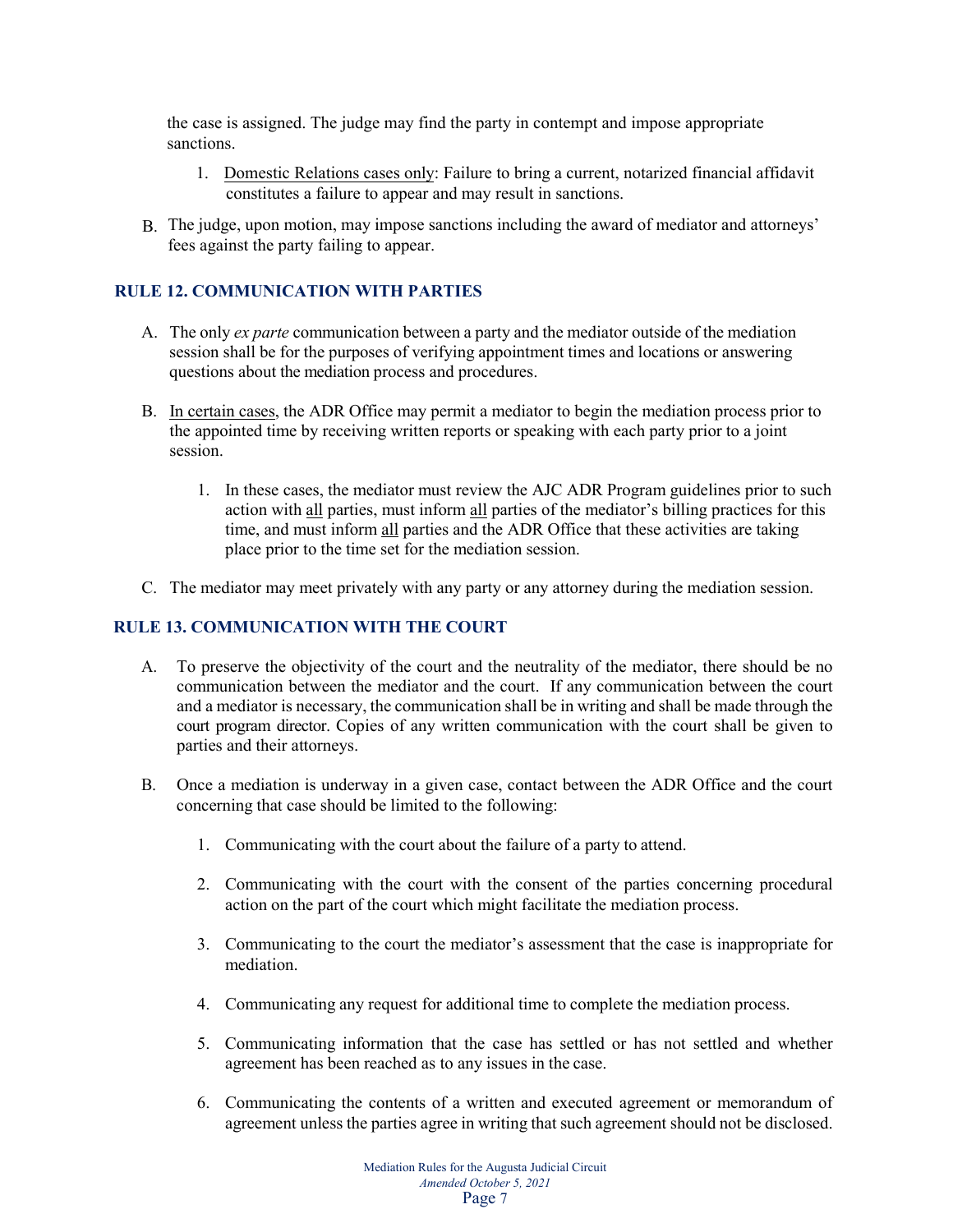the case is assigned. The judge may find the party in contempt and impose appropriate sanctions.

1. Domestic Relations cases only: Failure to bring a current, notarized financial affidavit constitutes a failure to appear and may result in sanctions.

B. The judge, upon motion, may impose sanctions including the award of mediator and attorneys' fees against the party failing to appear.

## RULE 12. COMMUNICATION WITH PARTIES

A. The only *ex parte* communication between a party and the mediator outside of the mediation session shall be for the purposes of verifying appointment times and locations or answering questions about the mediation process and procedures.

B. In certain cases, the ADR Office may permit a mediator to begin the mediation process prior to the appointed time by receiving written reports or speaking with each party prior to a joint session.

   1. In these cases, the mediator must review the AJC ADR Program guidelines prior to such action with all parties, must inform all parties of the mediator's billing practices for this time, and must inform all parties and the ADR Office that these activities are taking place prior to the time set for the mediation session.

C. The mediator may meet privately with any party or any attorney during the mediation session.

## RULE 13. COMMUNICATION WITH THE COURT

A. To preserve the objectivity of the court and the neutrality of the mediator, there should be no communication between the mediator and the court. If any communication between the court and a mediator is necessary, the communication shall be in writing and shall be made through the court program director. Copies of any written communication with the court shall be given to parties and their attorneys.

B. Once a mediation is underway in a given case, contact between the ADR Office and the court concerning that case should be limited to the following:

   1. Communicating with the court about the failure of a party to attend.

   2. Communicating with the court with the consent of the parties concerning procedural action on the part of the court which might facilitate the mediation process.

   3. Communicating to the court the mediator's assessment that the case is inappropriate for mediation.

   4. Communicating any request for additional time to complete the mediation process.

   5. Communicating information that the case has settled or has not settled and whether agreement has been reached as to any issues in the case.

   6. Communicating the contents of a written and executed agreement or memorandum of agreement unless the parties agree in writing that such agreement should not be disclosed.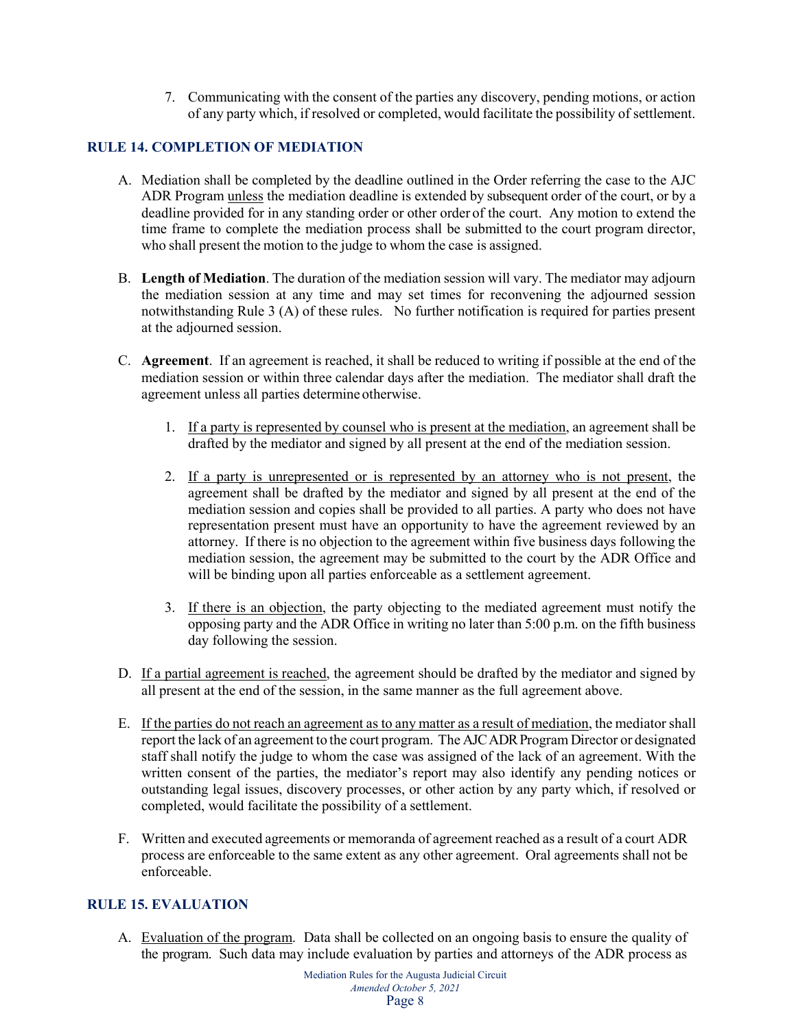7. Communicating with the consent of the parties any discovery, pending motions, or action of any party which, if resolved or completed, would facilitate the possibility of settlement.

## RULE 14. COMPLETION OF MEDIATION

A. Mediation shall be completed by the deadline outlined in the Order referring the case to the AJC ADR Program unless the mediation deadline is extended by subsequent order of the court, or by a deadline provided for in any standing order or other order of the court. Any motion to extend the time frame to complete the mediation process shall be submitted to the court program director, who shall present the motion to the judge to whom the case is assigned.

B. **Length of Mediation**. The duration of the mediation session will vary. The mediator may adjourn the mediation session at any time and may set times for reconvening the adjourned session notwithstanding Rule 3 (A) of these rules. No further notification is required for parties present at the adjourned session.

C. **Agreement**. If an agreement is reached, it shall be reduced to writing if possible at the end of the mediation session or within three calendar days after the mediation. The mediator shall draft the agreement unless all parties determine otherwise.

   1. If a party is represented by counsel who is present at the mediation, an agreement shall be drafted by the mediator and signed by all present at the end of the mediation session.

   2. If a party is unrepresented or is represented by an attorney who is not present, the agreement shall be drafted by the mediator and signed by all present at the end of the mediation session and copies shall be provided to all parties. A party who does not have representation present must have an opportunity to have the agreement reviewed by an attorney. If there is no objection to the agreement within five business days following the mediation session, the agreement may be submitted to the court by the ADR Office and will be binding upon all parties enforceable as a settlement agreement.

   3. If there is an objection, the party objecting to the mediated agreement must notify the opposing party and the ADR Office in writing no later than 5:00 p.m. on the fifth business day following the session.

D. If a partial agreement is reached, the agreement should be drafted by the mediator and signed by all present at the end of the session, in the same manner as the full agreement above.

E. If the parties do not reach an agreement as to any matter as a result of mediation, the mediator shall report the lack of an agreement to the court program. The AJC ADR Program Director or designated staff shall notify the judge to whom the case was assigned of the lack of an agreement. With the written consent of the parties, the mediator's report may also identify any pending notices or outstanding legal issues, discovery processes, or other action by any party which, if resolved or completed, would facilitate the possibility of a settlement.

F. Written and executed agreements or memoranda of agreement reached as a result of a court ADR process are enforceable to the same extent as any other agreement. Oral agreements shall not be enforceable.

## RULE 15. EVALUATION

A. Evaluation of the program. Data shall be collected on an ongoing basis to ensure the quality of the program. Such data may include evaluation by parties and attorneys of the ADR process as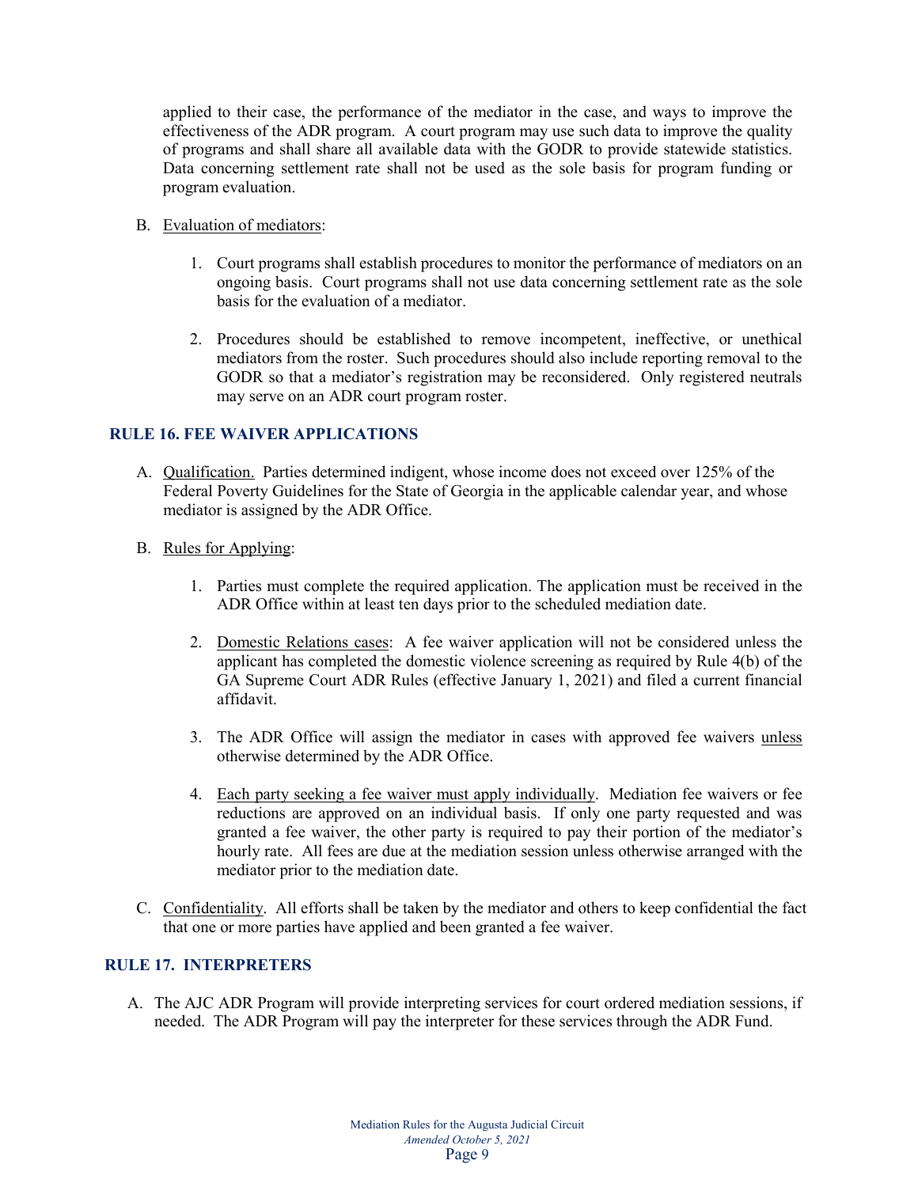applied to their case, the performance of the mediator in the case, and ways to improve the effectiveness of the ADR program. A court program may use such data to improve the quality of programs and shall share all available data with the GODR to provide statewide statistics. Data concerning settlement rate shall not be used as the sole basis for program funding or program evaluation.

B. Evaluation of mediators:

1. Court programs shall establish procedures to monitor the performance of mediators on an ongoing basis. Court programs shall not use data concerning settlement rate as the sole basis for the evaluation of a mediator.

2. Procedures should be established to remove incompetent, ineffective, or unethical mediators from the roster. Such procedures should also include reporting removal to the GODR so that a mediator's registration may be reconsidered. Only registered neutrals may serve on an ADR court program roster.

## RULE 16. FEE WAIVER APPLICATIONS

A. Qualification. Parties determined indigent, whose income does not exceed over 125% of the Federal Poverty Guidelines for the State of Georgia in the applicable calendar year, and whose mediator is assigned by the ADR Office.

B. Rules for Applying:

1. Parties must complete the required application. The application must be received in the ADR Office within at least ten days prior to the scheduled mediation date.

2. Domestic Relations cases: A fee waiver application will not be considered unless the applicant has completed the domestic violence screening as required by Rule 4(b) of the GA Supreme Court ADR Rules (effective January 1, 2021) and filed a current financial affidavit.

3. The ADR Office will assign the mediator in cases with approved fee waivers unless otherwise determined by the ADR Office.

4. Each party seeking a fee waiver must apply individually. Mediation fee waivers or fee reductions are approved on an individual basis. If only one party requested and was granted a fee waiver, the other party is required to pay their portion of the mediator's hourly rate. All fees are due at the mediation session unless otherwise arranged with the mediator prior to the mediation date.

C. Confidentiality. All efforts shall be taken by the mediator and others to keep confidential the fact that one or more parties have applied and been granted a fee waiver.

## RULE 17. INTERPRETERS

A. The AJC ADR Program will provide interpreting services for court ordered mediation sessions, if needed. The ADR Program will pay the interpreter for these services through the ADR Fund.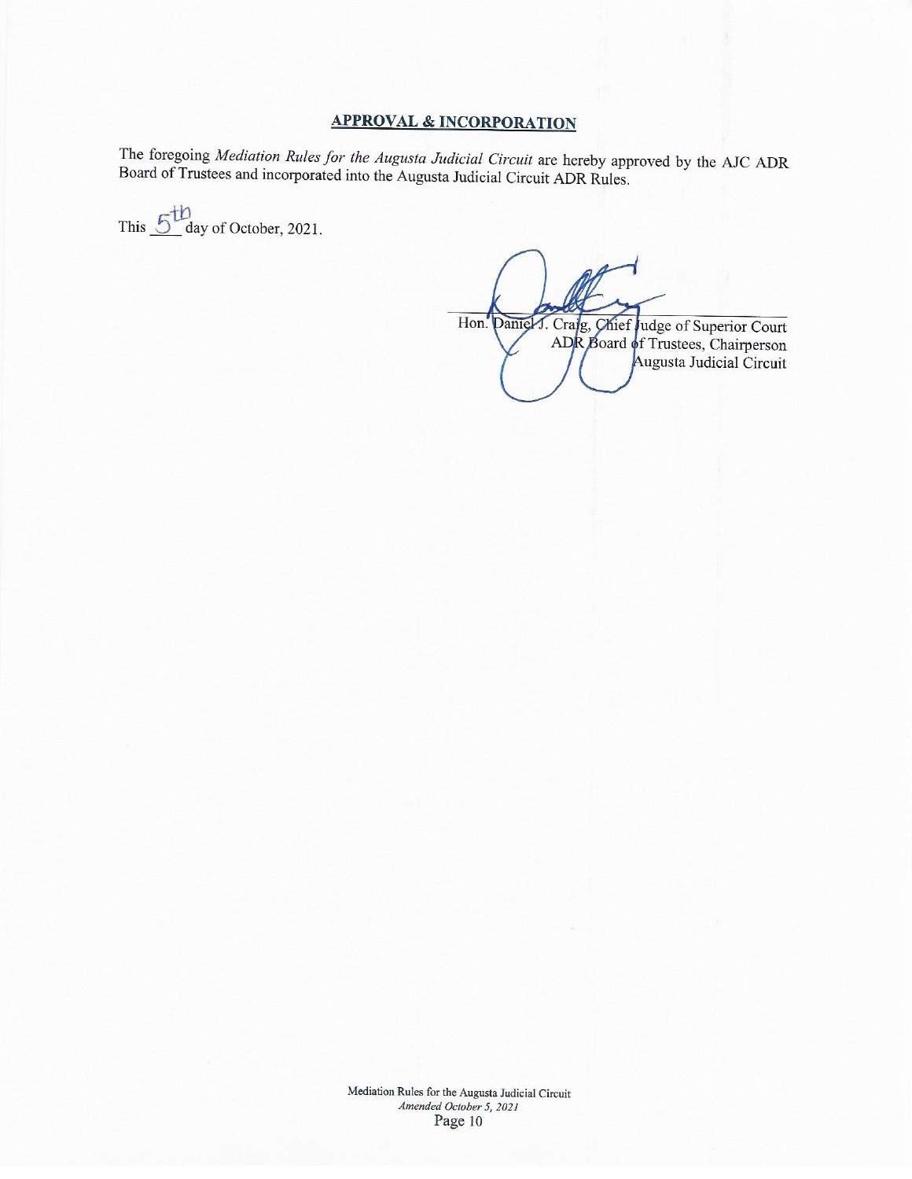## APPROVAL & INCORPORATION

The foregoing *Mediation Rules for the Augusta Judicial Circuit* are hereby approved by the AJC ADR Board of Trustees and incorporated into the Augusta Judicial Circuit ADR Rules.

This 5th day of October, 2021.

Hon. Daniel J. Craig, Chief Judge of Superior Court
ADR Board of Trustees, Chairperson
Augusta Judicial Circuit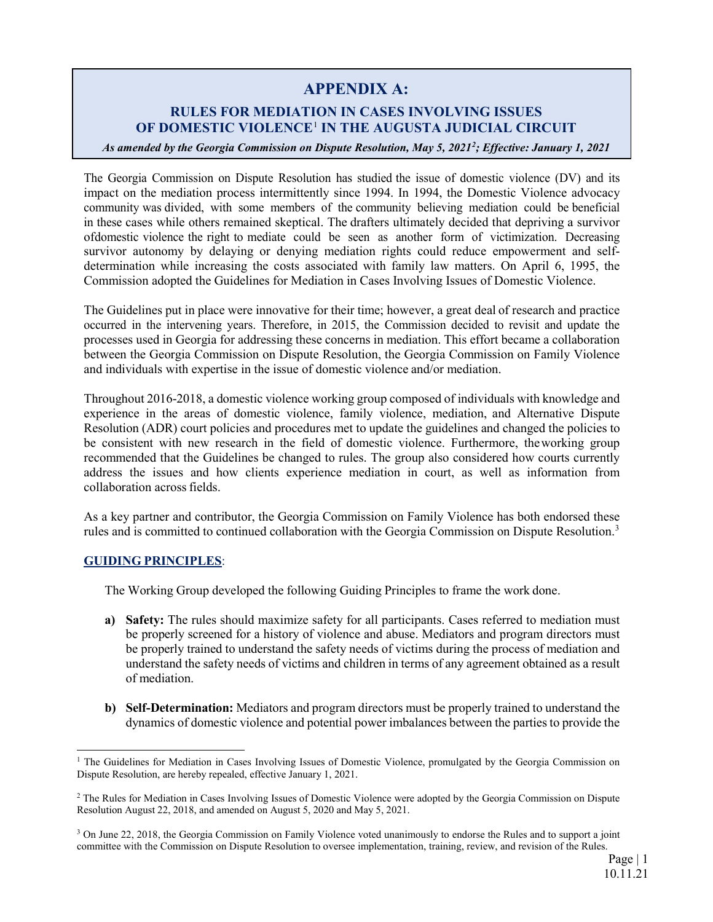# APPENDIX A:

## RULES FOR MEDIATION IN CASES INVOLVING ISSUES OF DOMESTIC VIOLENCE[1] IN THE AUGUSTA JUDICIAL CIRCUIT

***As amended by the Georgia Commission on Dispute Resolution, May 5, 2021[2]; Effective: January 1, 2021***

The Georgia Commission on Dispute Resolution has studied the issue of domestic violence (DV) and its impact on the mediation process intermittently since 1994. In 1994, the Domestic Violence advocacy community was divided, with some members of the community believing mediation could be beneficial in these cases while others remained skeptical. The drafters ultimately decided that depriving a survivor ofdomestic violence the right to mediate could be seen as another form of victimization. Decreasing survivor autonomy by delaying or denying mediation rights could reduce empowerment and self-determination while increasing the costs associated with family law matters. On April 6, 1995, the Commission adopted the Guidelines for Mediation in Cases Involving Issues of Domestic Violence.

The Guidelines put in place were innovative for their time; however, a great deal of research and practice occurred in the intervening years. Therefore, in 2015, the Commission decided to revisit and update the processes used in Georgia for addressing these concerns in mediation. This effort became a collaboration between the Georgia Commission on Dispute Resolution, the Georgia Commission on Family Violence and individuals with expertise in the issue of domestic violence and/or mediation.

Throughout 2016-2018, a domestic violence working group composed of individuals with knowledge and experience in the areas of domestic violence, family violence, mediation, and Alternative Dispute Resolution (ADR) court policies and procedures met to update the guidelines and changed the policies to be consistent with new research in the field of domestic violence. Furthermore, theworking group recommended that the Guidelines be changed to rules. The group also considered how courts currently address the issues and how clients experience mediation in court, as well as information from collaboration across fields.

As a key partner and contributor, the Georgia Commission on Family Violence has both endorsed these rules and is committed to continued collaboration with the Georgia Commission on Dispute Resolution.[3]

**GUIDING PRINCIPLES**:

The Working Group developed the following Guiding Principles to frame the work done.

a) **Safety:** The rules should maximize safety for all participants. Cases referred to mediation must be properly screened for a history of violence and abuse. Mediators and program directors must be properly trained to understand the safety needs of victims during the process of mediation and understand the safety needs of victims and children in terms of any agreement obtained as a result of mediation.

b) **Self-Determination:** Mediators and program directors must be properly trained to understand the dynamics of domestic violence and potential power imbalances between the parties to provide the

---

[1] The Guidelines for Mediation in Cases Involving Issues of Domestic Violence, promulgated by the Georgia Commission on Dispute Resolution, are hereby repealed, effective January 1, 2021.

[2] The Rules for Mediation in Cases Involving Issues of Domestic Violence were adopted by the Georgia Commission on Dispute Resolution August 22, 2018, and amended on August 5, 2020 and May 5, 2021.

[3] On June 22, 2018, the Georgia Commission on Family Violence voted unanimously to endorse the Rules and to support a joint committee with the Commission on Dispute Resolution to oversee implementation, training, review, and revision of the Rules.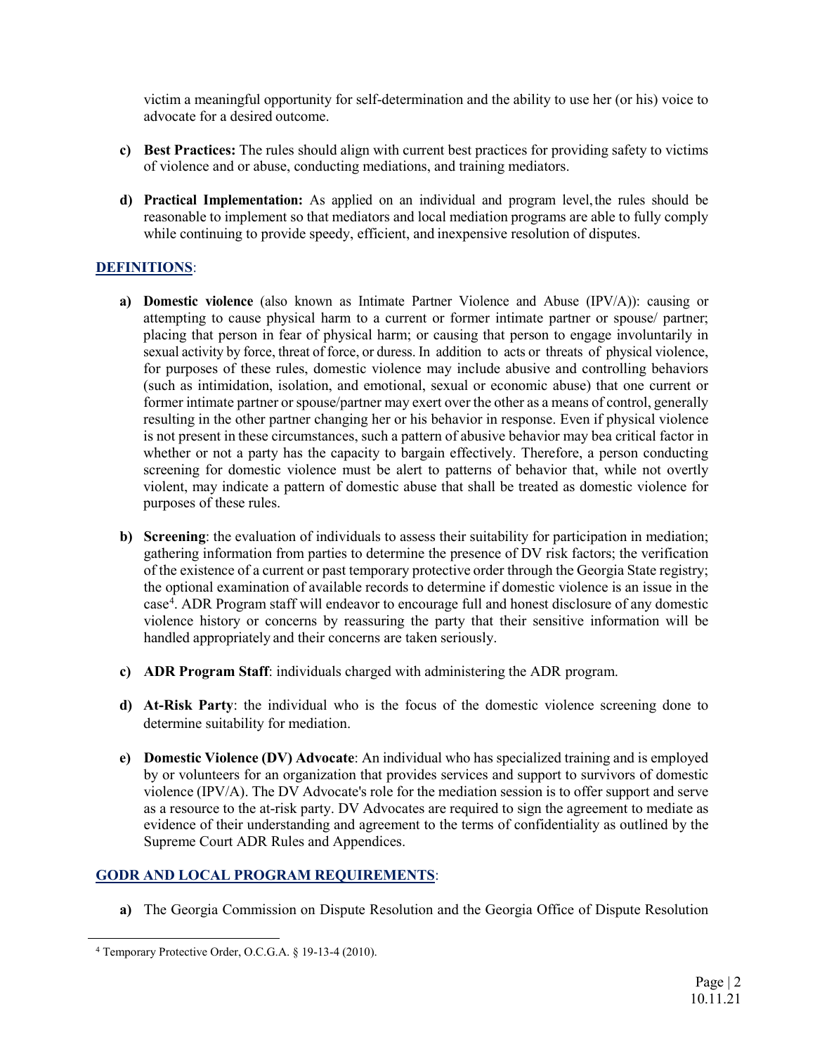victim a meaningful opportunity for self-determination and the ability to use her (or his) voice to advocate for a desired outcome.

c) **Best Practices:** The rules should align with current best practices for providing safety to victims of violence and or abuse, conducting mediations, and training mediators.

d) **Practical Implementation:** As applied on an individual and program level, the rules should be reasonable to implement so that mediators and local mediation programs are able to fully comply while continuing to provide speedy, efficient, and inexpensive resolution of disputes.

## DEFINITIONS:

a) **Domestic violence** (also known as Intimate Partner Violence and Abuse (IPV/A)): causing or attempting to cause physical harm to a current or former intimate partner or spouse/ partner; placing that person in fear of physical harm; or causing that person to engage involuntarily in sexual activity by force, threat of force, or duress. In addition to acts or threats of physical violence, for purposes of these rules, domestic violence may include abusive and controlling behaviors (such as intimidation, isolation, and emotional, sexual or economic abuse) that one current or former intimate partner or spouse/partner may exert over the other as a means of control, generally resulting in the other partner changing her or his behavior in response. Even if physical violence is not present in these circumstances, such a pattern of abusive behavior may bea critical factor in whether or not a party has the capacity to bargain effectively. Therefore, a person conducting screening for domestic violence must be alert to patterns of behavior that, while not overtly violent, may indicate a pattern of domestic abuse that shall be treated as domestic violence for purposes of these rules.

b) **Screening**: the evaluation of individuals to assess their suitability for participation in mediation; gathering information from parties to determine the presence of DV risk factors; the verification of the existence of a current or past temporary protective order through the Georgia State registry; the optional examination of available records to determine if domestic violence is an issue in the case[4]. ADR Program staff will endeavor to encourage full and honest disclosure of any domestic violence history or concerns by reassuring the party that their sensitive information will be handled appropriately and their concerns are taken seriously.

c) **ADR Program Staff**: individuals charged with administering the ADR program.

d) **At-Risk Party**: the individual who is the focus of the domestic violence screening done to determine suitability for mediation.

e) **Domestic Violence (DV) Advocate**: An individual who has specialized training and is employed by or volunteers for an organization that provides services and support to survivors of domestic violence (IPV/A). The DV Advocate's role for the mediation session is to offer support and serve as a resource to the at-risk party. DV Advocates are required to sign the agreement to mediate as evidence of their understanding and agreement to the terms of confidentiality as outlined by the Supreme Court ADR Rules and Appendices.

## GODR AND LOCAL PROGRAM REQUIREMENTS:

a) The Georgia Commission on Dispute Resolution and the Georgia Office of Dispute Resolution

---

[4] Temporary Protective Order, O.C.G.A. § 19-13-4 (2010).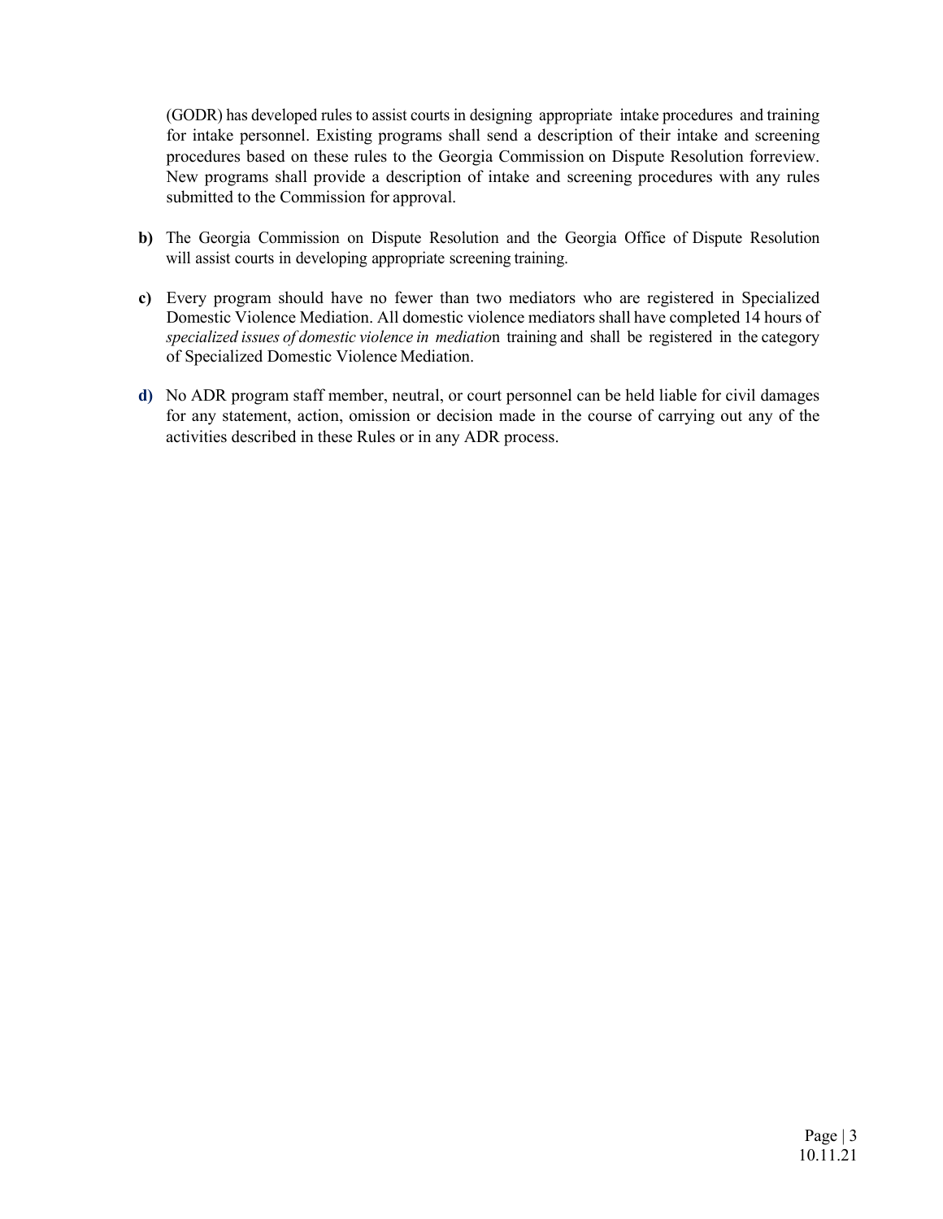(GODR) has developed rules to assist courts in designing appropriate intake procedures and training for intake personnel. Existing programs shall send a description of their intake and screening procedures based on these rules to the Georgia Commission on Dispute Resolution forreview. New programs shall provide a description of intake and screening procedures with any rules submitted to the Commission for approval.

**b)** The Georgia Commission on Dispute Resolution and the Georgia Office of Dispute Resolution will assist courts in developing appropriate screening training.

**c)** Every program should have no fewer than two mediators who are registered in Specialized Domestic Violence Mediation. All domestic violence mediators shall have completed 14 hours of *specialized issues of domestic violence in mediatio*n training and shall be registered in the category of Specialized Domestic Violence Mediation.

**d)** No ADR program staff member, neutral, or court personnel can be held liable for civil damages for any statement, action, omission or decision made in the course of carrying out any of the activities described in these Rules or in any ADR process.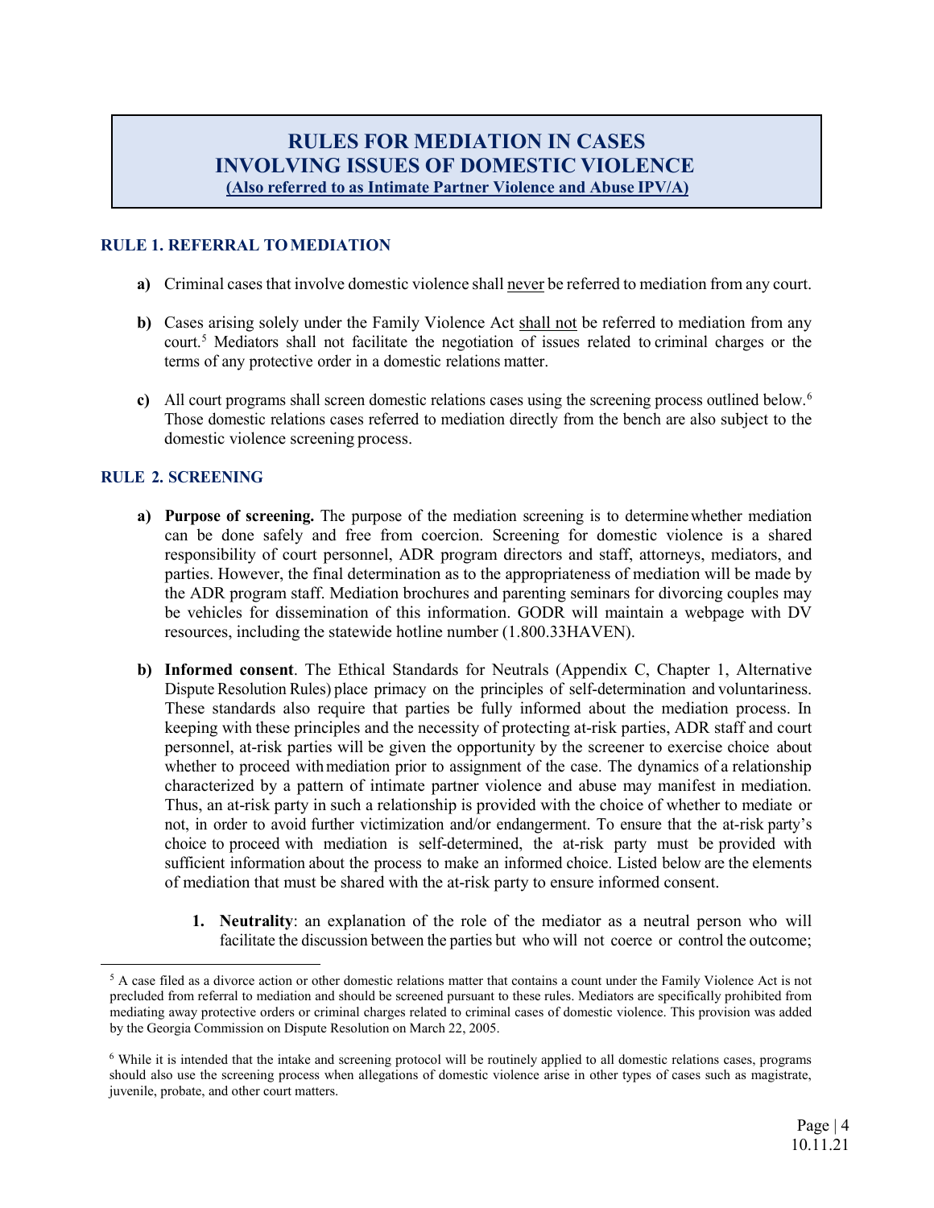# RULES FOR MEDIATION IN CASES INVOLVING ISSUES OF DOMESTIC VIOLENCE

**(Also referred to as Intimate Partner Violence and Abuse IPV/A)**

## RULE 1. REFERRAL TO MEDIATION

**a)** Criminal cases that involve domestic violence shall never be referred to mediation from any court.

**b)** Cases arising solely under the Family Violence Act shall not be referred to mediation from any court.[5] Mediators shall not facilitate the negotiation of issues related to criminal charges or the terms of any protective order in a domestic relations matter.

**c)** All court programs shall screen domestic relations cases using the screening process outlined below.[6] Those domestic relations cases referred to mediation directly from the bench are also subject to the domestic violence screening process.

## RULE 2. SCREENING

**a) Purpose of screening.** The purpose of the mediation screening is to determine whether mediation can be done safely and free from coercion. Screening for domestic violence is a shared responsibility of court personnel, ADR program directors and staff, attorneys, mediators, and parties. However, the final determination as to the appropriateness of mediation will be made by the ADR program staff. Mediation brochures and parenting seminars for divorcing couples may be vehicles for dissemination of this information. GODR will maintain a webpage with DV resources, including the statewide hotline number (1.800.33HAVEN).

**b) Informed consent**. The Ethical Standards for Neutrals (Appendix C, Chapter 1, Alternative Dispute Resolution Rules) place primacy on the principles of self-determination and voluntariness. These standards also require that parties be fully informed about the mediation process. In keeping with these principles and the necessity of protecting at-risk parties, ADR staff and court personnel, at-risk parties will be given the opportunity by the screener to exercise choice about whether to proceed with mediation prior to assignment of the case. The dynamics of a relationship characterized by a pattern of intimate partner violence and abuse may manifest in mediation. Thus, an at-risk party in such a relationship is provided with the choice of whether to mediate or not, in order to avoid further victimization and/or endangerment. To ensure that the at-risk party's choice to proceed with mediation is self-determined, the at-risk party must be provided with sufficient information about the process to make an informed choice. Listed below are the elements of mediation that must be shared with the at-risk party to ensure informed consent.

1. **Neutrality**: an explanation of the role of the mediator as a neutral person who will facilitate the discussion between the parties but who will not coerce or control the outcome;

---

[5] A case filed as a divorce action or other domestic relations matter that contains a count under the Family Violence Act is not precluded from referral to mediation and should be screened pursuant to these rules. Mediators are specifically prohibited from mediating away protective orders or criminal charges related to criminal cases of domestic violence. This provision was added by the Georgia Commission on Dispute Resolution on March 22, 2005.

[6] While it is intended that the intake and screening protocol will be routinely applied to all domestic relations cases, programs should also use the screening process when allegations of domestic violence arise in other types of cases such as magistrate, juvenile, probate, and other court matters.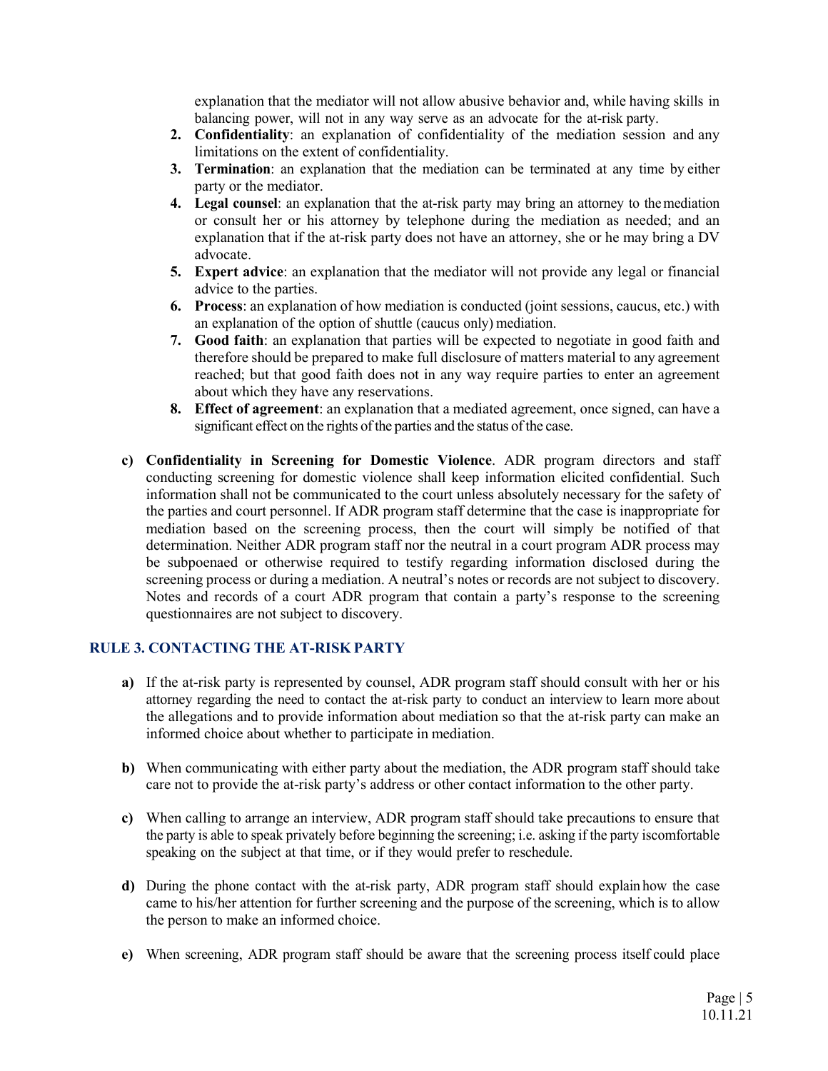explanation that the mediator will not allow abusive behavior and, while having skills in balancing power, will not in any way serve as an advocate for the at-risk party.

2. **Confidentiality**: an explanation of confidentiality of the mediation session and any limitations on the extent of confidentiality.
3. **Termination**: an explanation that the mediation can be terminated at any time by either party or the mediator.
4. **Legal counsel**: an explanation that the at-risk party may bring an attorney to the mediation or consult her or his attorney by telephone during the mediation as needed; and an explanation that if the at-risk party does not have an attorney, she or he may bring a DV advocate.
5. **Expert advice**: an explanation that the mediator will not provide any legal or financial advice to the parties.
6. **Process**: an explanation of how mediation is conducted (joint sessions, caucus, etc.) with an explanation of the option of shuttle (caucus only) mediation.
7. **Good faith**: an explanation that parties will be expected to negotiate in good faith and therefore should be prepared to make full disclosure of matters material to any agreement reached; but that good faith does not in any way require parties to enter an agreement about which they have any reservations.
8. **Effect of agreement**: an explanation that a mediated agreement, once signed, can have a significant effect on the rights of the parties and the status of the case.

**c) Confidentiality in Screening for Domestic Violence**. ADR program directors and staff conducting screening for domestic violence shall keep information elicited confidential. Such information shall not be communicated to the court unless absolutely necessary for the safety of the parties and court personnel. If ADR program staff determine that the case is inappropriate for mediation based on the screening process, then the court will simply be notified of that determination. Neither ADR program staff nor the neutral in a court program ADR process may be subpoenaed or otherwise required to testify regarding information disclosed during the screening process or during a mediation. A neutral's notes or records are not subject to discovery. Notes and records of a court ADR program that contain a party's response to the screening questionnaires are not subject to discovery.

## RULE 3. CONTACTING THE AT-RISK PARTY

**a)** If the at-risk party is represented by counsel, ADR program staff should consult with her or his attorney regarding the need to contact the at-risk party to conduct an interview to learn more about the allegations and to provide information about mediation so that the at-risk party can make an informed choice about whether to participate in mediation.

**b)** When communicating with either party about the mediation, the ADR program staff should take care not to provide the at-risk party's address or other contact information to the other party.

**c)** When calling to arrange an interview, ADR program staff should take precautions to ensure that the party is able to speak privately before beginning the screening; i.e. asking if the party iscomfortable speaking on the subject at that time, or if they would prefer to reschedule.

**d)** During the phone contact with the at-risk party, ADR program staff should explain how the case came to his/her attention for further screening and the purpose of the screening, which is to allow the person to make an informed choice.

**e)** When screening, ADR program staff should be aware that the screening process itself could place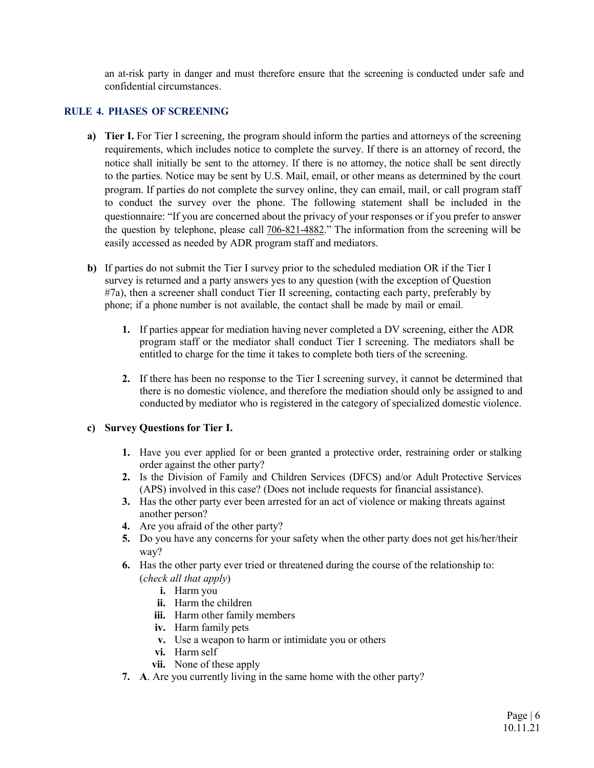an at-risk party in danger and must therefore ensure that the screening is conducted under safe and confidential circumstances.

## RULE 4. PHASES OF SCREENING

**a) Tier I.** For Tier I screening, the program should inform the parties and attorneys of the screening requirements, which includes notice to complete the survey. If there is an attorney of record, the notice shall initially be sent to the attorney. If there is no attorney, the notice shall be sent directly to the parties. Notice may be sent by U.S. Mail, email, or other means as determined by the court program. If parties do not complete the survey online, they can email, mail, or call program staff to conduct the survey over the phone. The following statement shall be included in the questionnaire: "If you are concerned about the privacy of your responses or if you prefer to answer the question by telephone, please call 706-821-4882." The information from the screening will be easily accessed as needed by ADR program staff and mediators.

**b)** If parties do not submit the Tier I survey prior to the scheduled mediation OR if the Tier I survey is returned and a party answers yes to any question (with the exception of Question #7a), then a screener shall conduct Tier II screening, contacting each party, preferably by phone; if a phone number is not available, the contact shall be made by mail or email.

1. If parties appear for mediation having never completed a DV screening, either the ADR program staff or the mediator shall conduct Tier I screening. The mediators shall be entitled to charge for the time it takes to complete both tiers of the screening.
2. If there has been no response to the Tier I screening survey, it cannot be determined that there is no domestic violence, and therefore the mediation should only be assigned to and conducted by mediator who is registered in the category of specialized domestic violence.

**c) Survey Questions for Tier I.**

1. Have you ever applied for or been granted a protective order, restraining order or stalking order against the other party?
2. Is the Division of Family and Children Services (DFCS) and/or Adult Protective Services (APS) involved in this case? (Does not include requests for financial assistance).
3. Has the other party ever been arrested for an act of violence or making threats against another person?
4. Are you afraid of the other party?
5. Do you have any concerns for your safety when the other party does not get his/her/their way?
6. Has the other party ever tried or threatened during the course of the relationship to: (*check all that apply*)
   - **i.** Harm you
   - **ii.** Harm the children
   - **iii.** Harm other family members
   - **iv.** Harm family pets
   - **v.** Use a weapon to harm or intimidate you or others
   - **vi.** Harm self
   - **vii.** None of these apply
7. **A**. Are you currently living in the same home with the other party?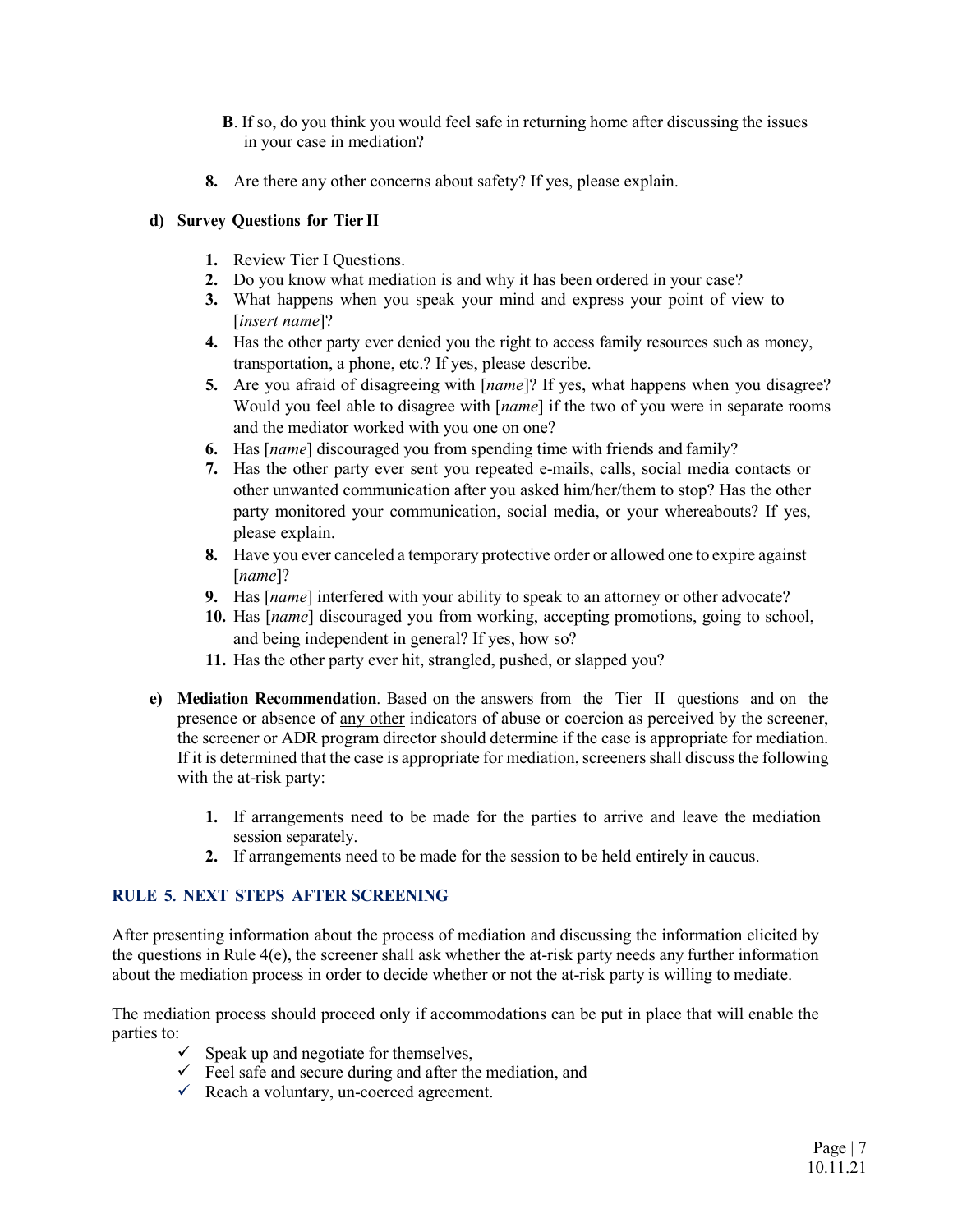**B**. If so, do you think you would feel safe in returning home after discussing the issues in your case in mediation?

**8.** Are there any other concerns about safety? If yes, please explain.

**d) Survey Questions for Tier II**

1. Review Tier I Questions.
2. Do you know what mediation is and why it has been ordered in your case?
3. What happens when you speak your mind and express your point of view to [*insert name*]?
4. Has the other party ever denied you the right to access family resources such as money, transportation, a phone, etc.? If yes, please describe.
5. Are you afraid of disagreeing with [*name*]? If yes, what happens when you disagree? Would you feel able to disagree with [*name*] if the two of you were in separate rooms and the mediator worked with you one on one?
6. Has [*name*] discouraged you from spending time with friends and family?
7. Has the other party ever sent you repeated e-mails, calls, social media contacts or other unwanted communication after you asked him/her/them to stop? Has the other party monitored your communication, social media, or your whereabouts? If yes, please explain.
8. Have you ever canceled a temporary protective order or allowed one to expire against [*name*]?
9. Has [*name*] interfered with your ability to speak to an attorney or other advocate?
10. Has [*name*] discouraged you from working, accepting promotions, going to school, and being independent in general? If yes, how so?
11. Has the other party ever hit, strangled, pushed, or slapped you?

**e) Mediation Recommendation**. Based on the answers from the Tier II questions and on the presence or absence of <u>any other</u> indicators of abuse or coercion as perceived by the screener, the screener or ADR program director should determine if the case is appropriate for mediation. If it is determined that the case is appropriate for mediation, screeners shall discuss the following with the at-risk party:

1. If arrangements need to be made for the parties to arrive and leave the mediation session separately.
2. If arrangements need to be made for the session to be held entirely in caucus.

## RULE 5. NEXT STEPS AFTER SCREENING

After presenting information about the process of mediation and discussing the information elicited by the questions in Rule 4(e), the screener shall ask whether the at-risk party needs any further information about the mediation process in order to decide whether or not the at-risk party is willing to mediate.

The mediation process should proceed only if accommodations can be put in place that will enable the parties to:

- ✓ Speak up and negotiate for themselves,
- ✓ Feel safe and secure during and after the mediation, and
- ✓ Reach a voluntary, un-coerced agreement.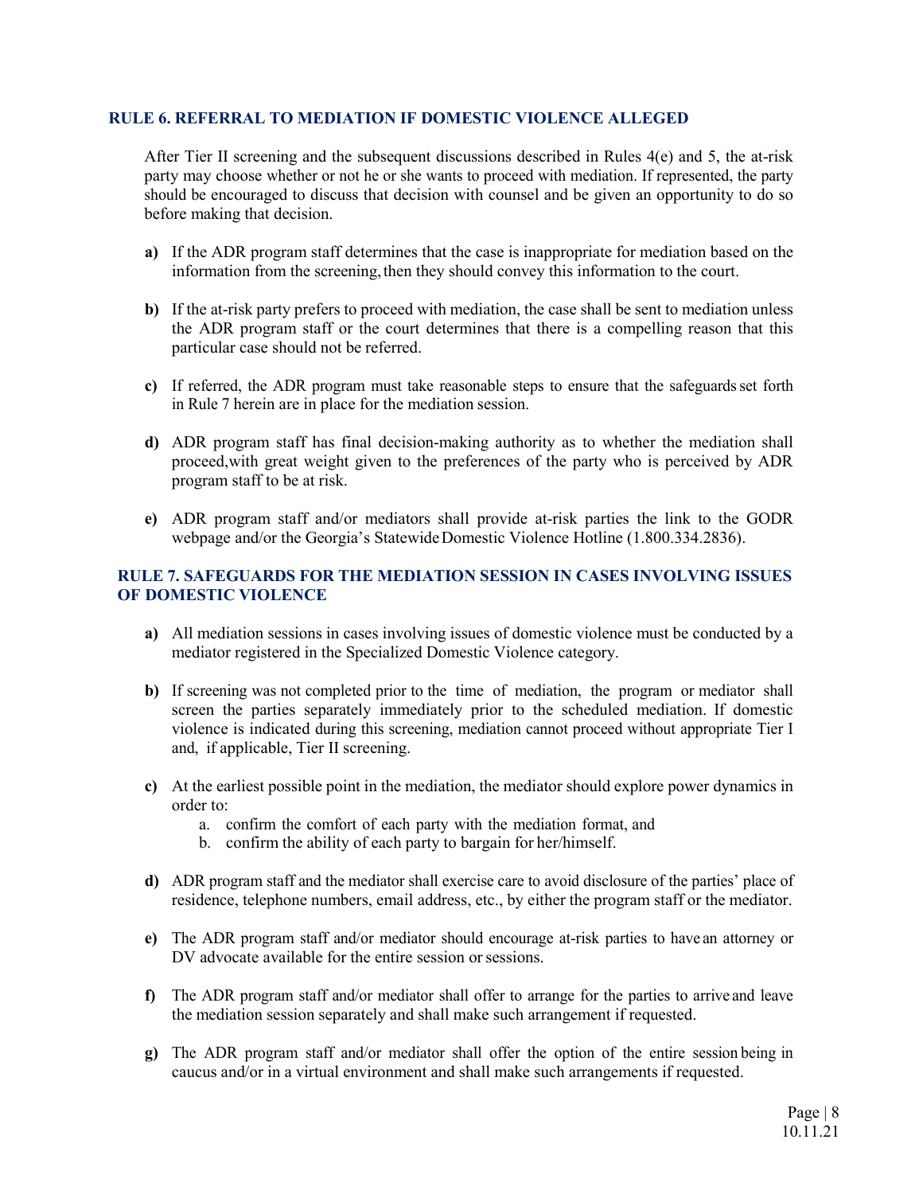## RULE 6. REFERRAL TO MEDIATION IF DOMESTIC VIOLENCE ALLEGED

After Tier II screening and the subsequent discussions described in Rules 4(e) and 5, the at-risk party may choose whether or not he or she wants to proceed with mediation. If represented, the party should be encouraged to discuss that decision with counsel and be given an opportunity to do so before making that decision.

- **a)** If the ADR program staff determines that the case is inappropriate for mediation based on the information from the screening, then they should convey this information to the court.
- **b)** If the at-risk party prefers to proceed with mediation, the case shall be sent to mediation unless the ADR program staff or the court determines that there is a compelling reason that this particular case should not be referred.
- **c)** If referred, the ADR program must take reasonable steps to ensure that the safeguards set forth in Rule 7 herein are in place for the mediation session.
- **d)** ADR program staff has final decision-making authority as to whether the mediation shall proceed, with great weight given to the preferences of the party who is perceived by ADR program staff to be at risk.
- **e)** ADR program staff and/or mediators shall provide at-risk parties the link to the GODR webpage and/or the Georgia's Statewide Domestic Violence Hotline (1.800.334.2836).

## RULE 7. SAFEGUARDS FOR THE MEDIATION SESSION IN CASES INVOLVING ISSUES OF DOMESTIC VIOLENCE

- **a)** All mediation sessions in cases involving issues of domestic violence must be conducted by a mediator registered in the Specialized Domestic Violence category.
- **b)** If screening was not completed prior to the time of mediation, the program or mediator shall screen the parties separately immediately prior to the scheduled mediation. If domestic violence is indicated during this screening, mediation cannot proceed without appropriate Tier I and, if applicable, Tier II screening.
- **c)** At the earliest possible point in the mediation, the mediator should explore power dynamics in order to:
  - a. confirm the comfort of each party with the mediation format, and
  - b. confirm the ability of each party to bargain for her/himself.
- **d)** ADR program staff and the mediator shall exercise care to avoid disclosure of the parties' place of residence, telephone numbers, email address, etc., by either the program staff or the mediator.
- **e)** The ADR program staff and/or mediator should encourage at-risk parties to have an attorney or DV advocate available for the entire session or sessions.
- **f)** The ADR program staff and/or mediator shall offer to arrange for the parties to arrive and leave the mediation session separately and shall make such arrangement if requested.
- **g)** The ADR program staff and/or mediator shall offer the option of the entire session being in caucus and/or in a virtual environment and shall make such arrangements if requested.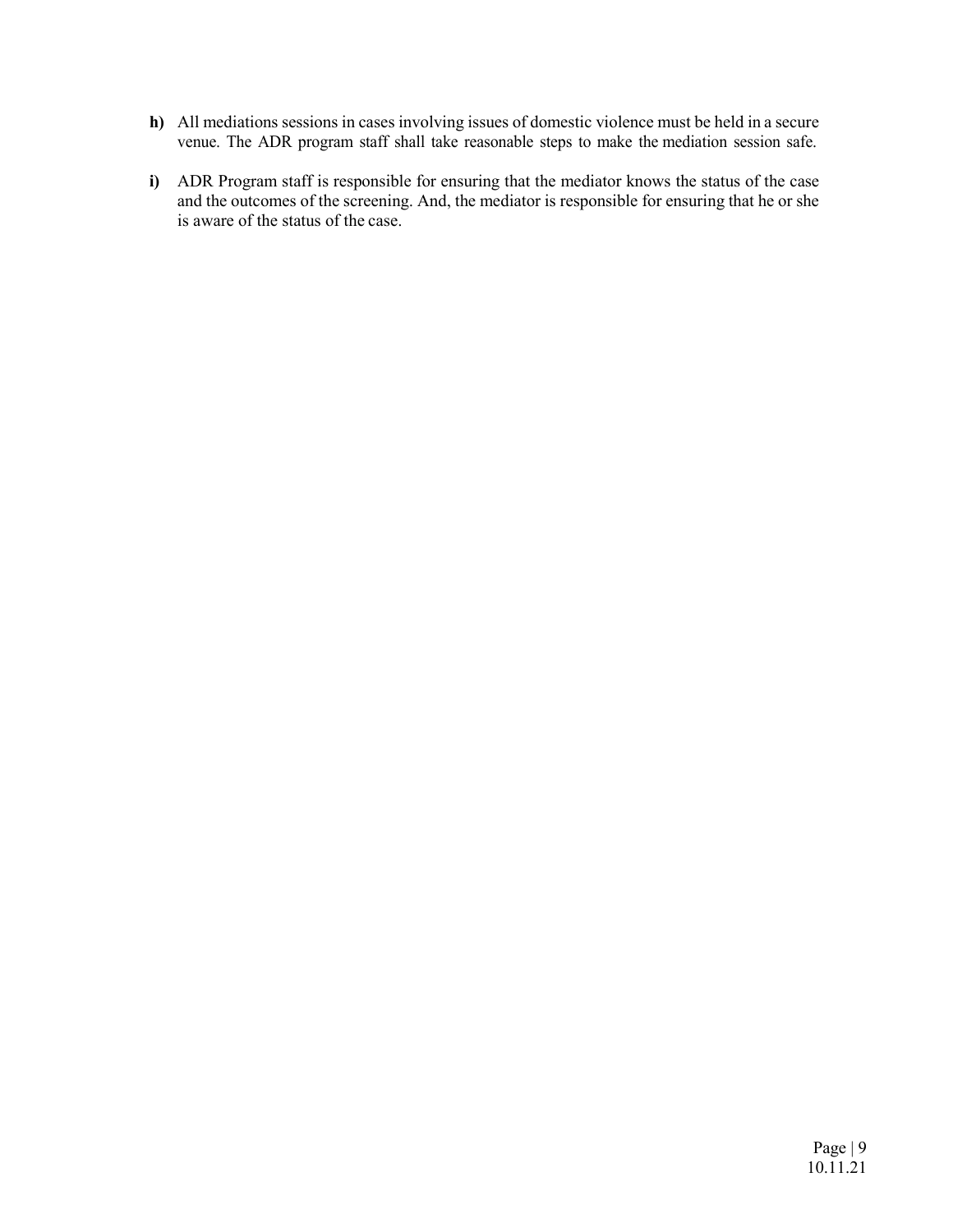**h)** All mediations sessions in cases involving issues of domestic violence must be held in a secure venue. The ADR program staff shall take reasonable steps to make the mediation session safe.

**i)** ADR Program staff is responsible for ensuring that the mediator knows the status of the case and the outcomes of the screening. And, the mediator is responsible for ensuring that he or she is aware of the status of the case.